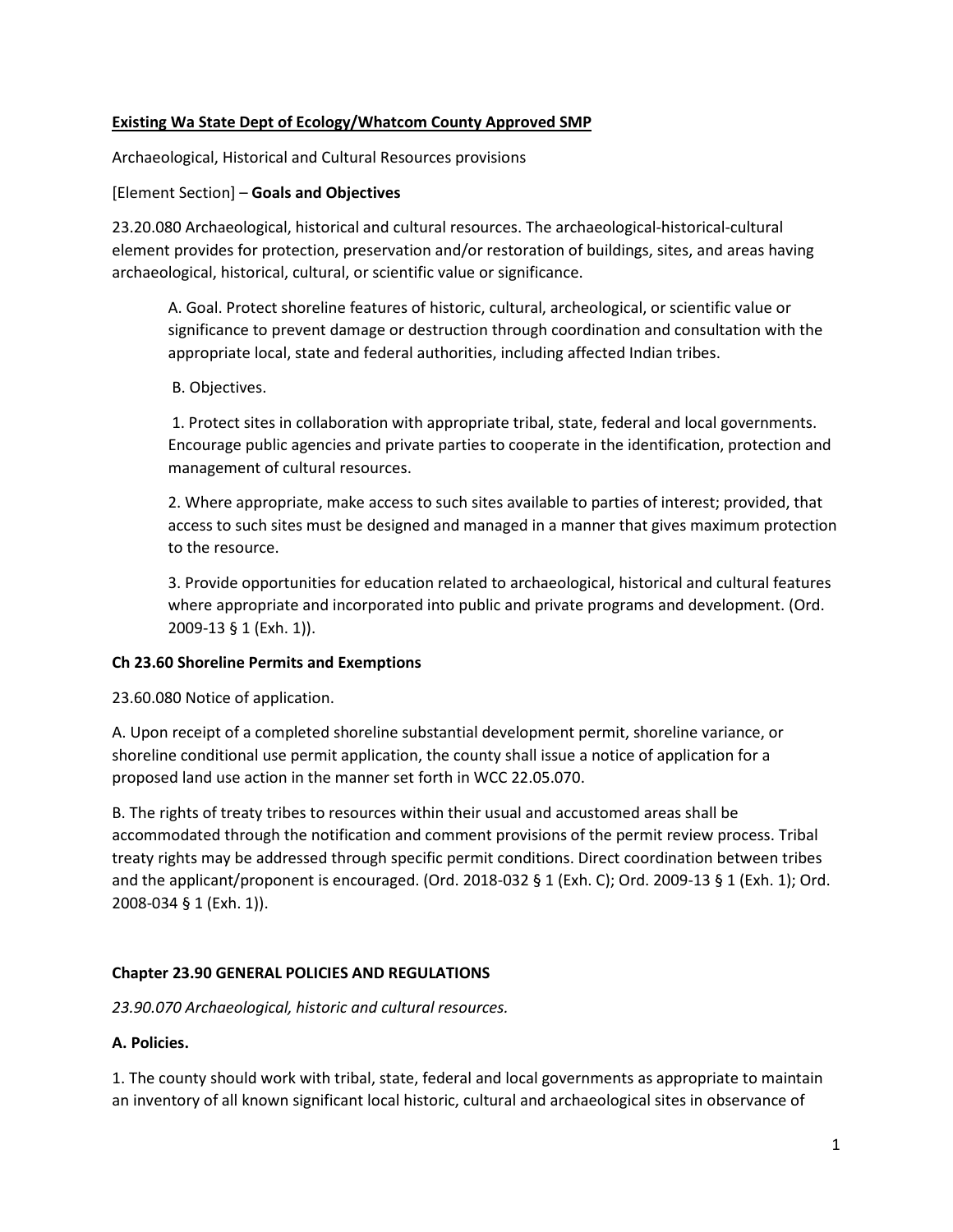**Existing Wa State Dept of Ecology/Whatcom County Approved SMP**

Archaeological, Historical and Cultural Resources provisions

[Element Section] – **Goals and Objectives**

23.20.080 Archaeological, historical and cultural resources. The archaeological-historical-cultural element provides for protection, preservation and/or restoration of buildings, sites, and areas having archaeological, historical, cultural, or scientific value or significance.

> A. Goal. Protect shoreline features of historic, cultural, archeological, or scientific value or significance to prevent damage or destruction through coordination and consultation with the appropriate local, state and federal authorities, including affected Indian tribes.
>
> B. Objectives.
>
> 1. Protect sites in collaboration with appropriate tribal, state, federal and local governments. Encourage public agencies and private parties to cooperate in the identification, protection and management of cultural resources.
>
> 2. Where appropriate, make access to such sites available to parties of interest; provided, that access to such sites must be designed and managed in a manner that gives maximum protection to the resource.
>
> 3. Provide opportunities for education related to archaeological, historical and cultural features where appropriate and incorporated into public and private programs and development. (Ord. 2009-13 § 1 (Exh. 1)).

**Ch 23.60 Shoreline Permits and Exemptions**

23.60.080 Notice of application.

A. Upon receipt of a completed shoreline substantial development permit, shoreline variance, or shoreline conditional use permit application, the county shall issue a notice of application for a proposed land use action in the manner set forth in WCC 22.05.070.

B. The rights of treaty tribes to resources within their usual and accustomed areas shall be accommodated through the notification and comment provisions of the permit review process. Tribal treaty rights may be addressed through specific permit conditions. Direct coordination between tribes and the applicant/proponent is encouraged. (Ord. 2018-032 § 1 (Exh. C); Ord. 2009-13 § 1 (Exh. 1); Ord. 2008-034 § 1 (Exh. 1)).

**Chapter 23.90 GENERAL POLICIES AND REGULATIONS**

*23.90.070 Archaeological, historic and cultural resources.*

**A. Policies.**

1. The county should work with tribal, state, federal and local governments as appropriate to maintain an inventory of all known significant local historic, cultural and archaeological sites in observance of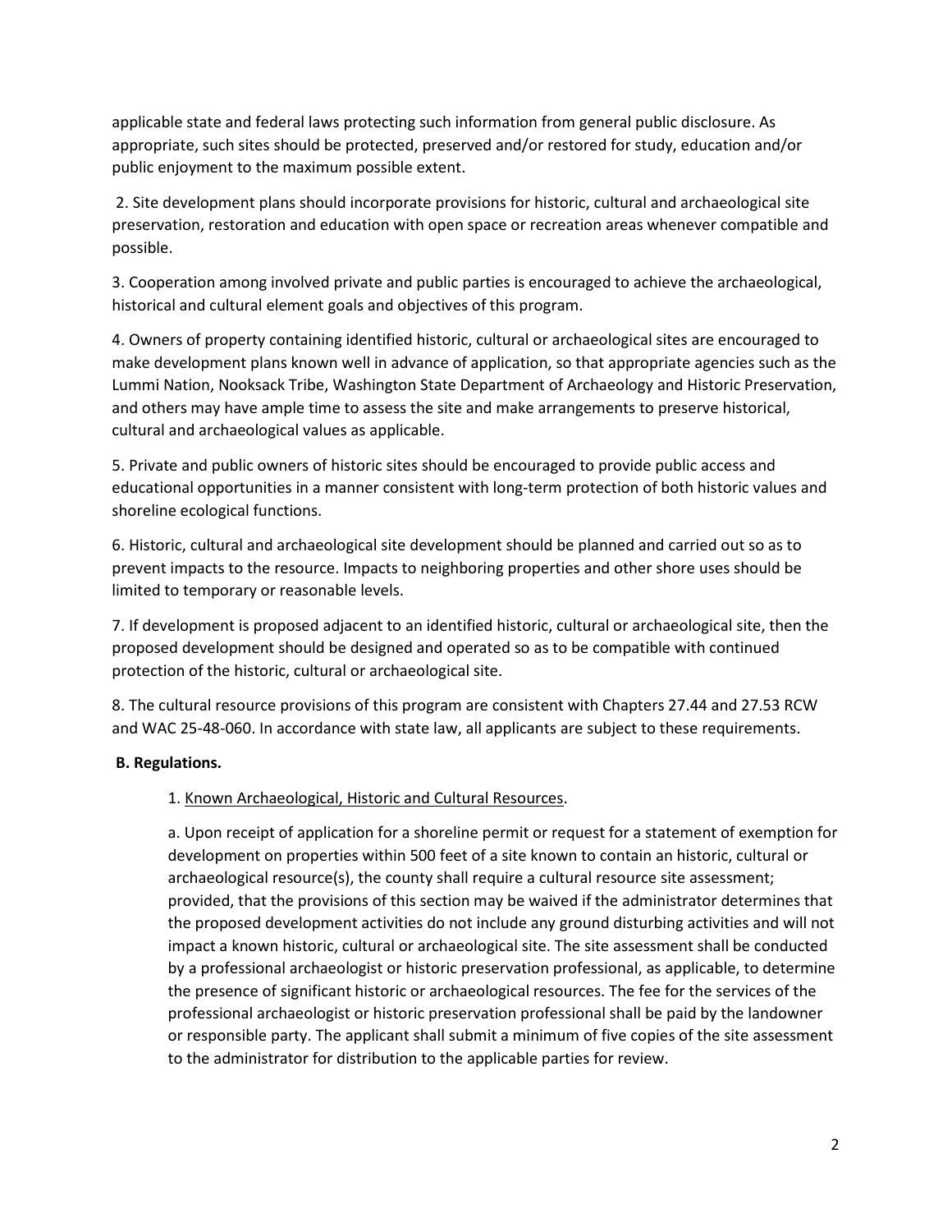applicable state and federal laws protecting such information from general public disclosure. As appropriate, such sites should be protected, preserved and/or restored for study, education and/or public enjoyment to the maximum possible extent.

2. Site development plans should incorporate provisions for historic, cultural and archaeological site preservation, restoration and education with open space or recreation areas whenever compatible and possible.

3. Cooperation among involved private and public parties is encouraged to achieve the archaeological, historical and cultural element goals and objectives of this program.

4. Owners of property containing identified historic, cultural or archaeological sites are encouraged to make development plans known well in advance of application, so that appropriate agencies such as the Lummi Nation, Nooksack Tribe, Washington State Department of Archaeology and Historic Preservation, and others may have ample time to assess the site and make arrangements to preserve historical, cultural and archaeological values as applicable.

5. Private and public owners of historic sites should be encouraged to provide public access and educational opportunities in a manner consistent with long-term protection of both historic values and shoreline ecological functions.

6. Historic, cultural and archaeological site development should be planned and carried out so as to prevent impacts to the resource. Impacts to neighboring properties and other shore uses should be limited to temporary or reasonable levels.

7. If development is proposed adjacent to an identified historic, cultural or archaeological site, then the proposed development should be designed and operated so as to be compatible with continued protection of the historic, cultural or archaeological site.

8. The cultural resource provisions of this program are consistent with Chapters 27.44 and 27.53 RCW and WAC 25-48-060. In accordance with state law, all applicants are subject to these requirements.

**B. Regulations.**

1. Known Archaeological, Historic and Cultural Resources.

a. Upon receipt of application for a shoreline permit or request for a statement of exemption for development on properties within 500 feet of a site known to contain an historic, cultural or archaeological resource(s), the county shall require a cultural resource site assessment; provided, that the provisions of this section may be waived if the administrator determines that the proposed development activities do not include any ground disturbing activities and will not impact a known historic, cultural or archaeological site. The site assessment shall be conducted by a professional archaeologist or historic preservation professional, as applicable, to determine the presence of significant historic or archaeological resources. The fee for the services of the professional archaeologist or historic preservation professional shall be paid by the landowner or responsible party. The applicant shall submit a minimum of five copies of the site assessment to the administrator for distribution to the applicable parties for review.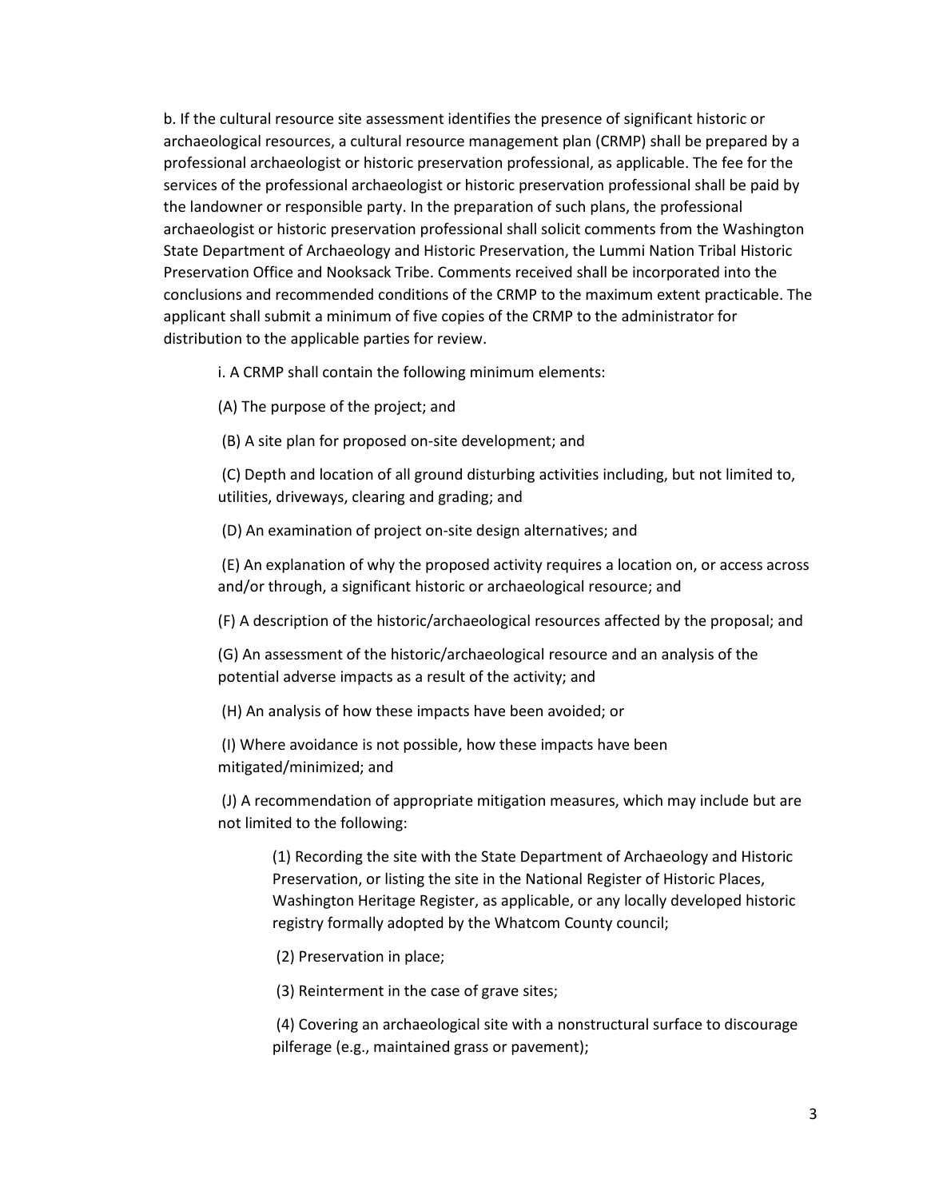b. If the cultural resource site assessment identifies the presence of significant historic or archaeological resources, a cultural resource management plan (CRMP) shall be prepared by a professional archaeologist or historic preservation professional, as applicable. The fee for the services of the professional archaeologist or historic preservation professional shall be paid by the landowner or responsible party. In the preparation of such plans, the professional archaeologist or historic preservation professional shall solicit comments from the Washington State Department of Archaeology and Historic Preservation, the Lummi Nation Tribal Historic Preservation Office and Nooksack Tribe. Comments received shall be incorporated into the conclusions and recommended conditions of the CRMP to the maximum extent practicable. The applicant shall submit a minimum of five copies of the CRMP to the administrator for distribution to the applicable parties for review.

i. A CRMP shall contain the following minimum elements:

(A) The purpose of the project; and

(B) A site plan for proposed on-site development; and

(C) Depth and location of all ground disturbing activities including, but not limited to, utilities, driveways, clearing and grading; and

(D) An examination of project on-site design alternatives; and

(E) An explanation of why the proposed activity requires a location on, or access across and/or through, a significant historic or archaeological resource; and

(F) A description of the historic/archaeological resources affected by the proposal; and

(G) An assessment of the historic/archaeological resource and an analysis of the potential adverse impacts as a result of the activity; and

(H) An analysis of how these impacts have been avoided; or

(I) Where avoidance is not possible, how these impacts have been mitigated/minimized; and

(J) A recommendation of appropriate mitigation measures, which may include but are not limited to the following:

(1) Recording the site with the State Department of Archaeology and Historic Preservation, or listing the site in the National Register of Historic Places, Washington Heritage Register, as applicable, or any locally developed historic registry formally adopted by the Whatcom County council;

(2) Preservation in place;

(3) Reinterment in the case of grave sites;

(4) Covering an archaeological site with a nonstructural surface to discourage pilferage (e.g., maintained grass or pavement);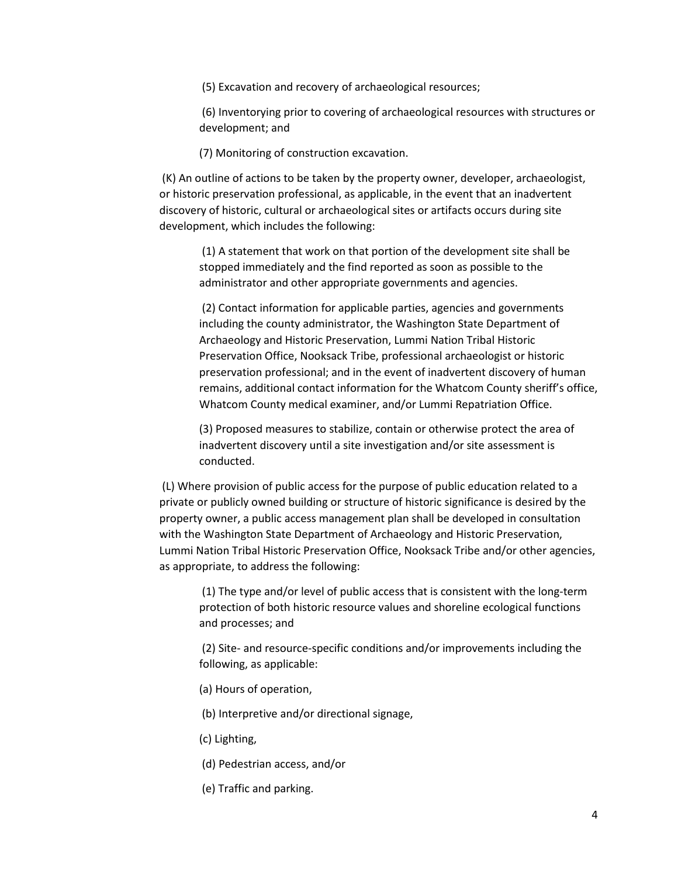(5) Excavation and recovery of archaeological resources;

(6) Inventorying prior to covering of archaeological resources with structures or development; and

(7) Monitoring of construction excavation.

(K) An outline of actions to be taken by the property owner, developer, archaeologist, or historic preservation professional, as applicable, in the event that an inadvertent discovery of historic, cultural or archaeological sites or artifacts occurs during site development, which includes the following:

(1) A statement that work on that portion of the development site shall be stopped immediately and the find reported as soon as possible to the administrator and other appropriate governments and agencies.

(2) Contact information for applicable parties, agencies and governments including the county administrator, the Washington State Department of Archaeology and Historic Preservation, Lummi Nation Tribal Historic Preservation Office, Nooksack Tribe, professional archaeologist or historic preservation professional; and in the event of inadvertent discovery of human remains, additional contact information for the Whatcom County sheriff's office, Whatcom County medical examiner, and/or Lummi Repatriation Office.

(3) Proposed measures to stabilize, contain or otherwise protect the area of inadvertent discovery until a site investigation and/or site assessment is conducted.

(L) Where provision of public access for the purpose of public education related to a private or publicly owned building or structure of historic significance is desired by the property owner, a public access management plan shall be developed in consultation with the Washington State Department of Archaeology and Historic Preservation, Lummi Nation Tribal Historic Preservation Office, Nooksack Tribe and/or other agencies, as appropriate, to address the following:

(1) The type and/or level of public access that is consistent with the long-term protection of both historic resource values and shoreline ecological functions and processes; and

(2) Site- and resource-specific conditions and/or improvements including the following, as applicable:

(a) Hours of operation,

(b) Interpretive and/or directional signage,

(c) Lighting,

(d) Pedestrian access, and/or

(e) Traffic and parking.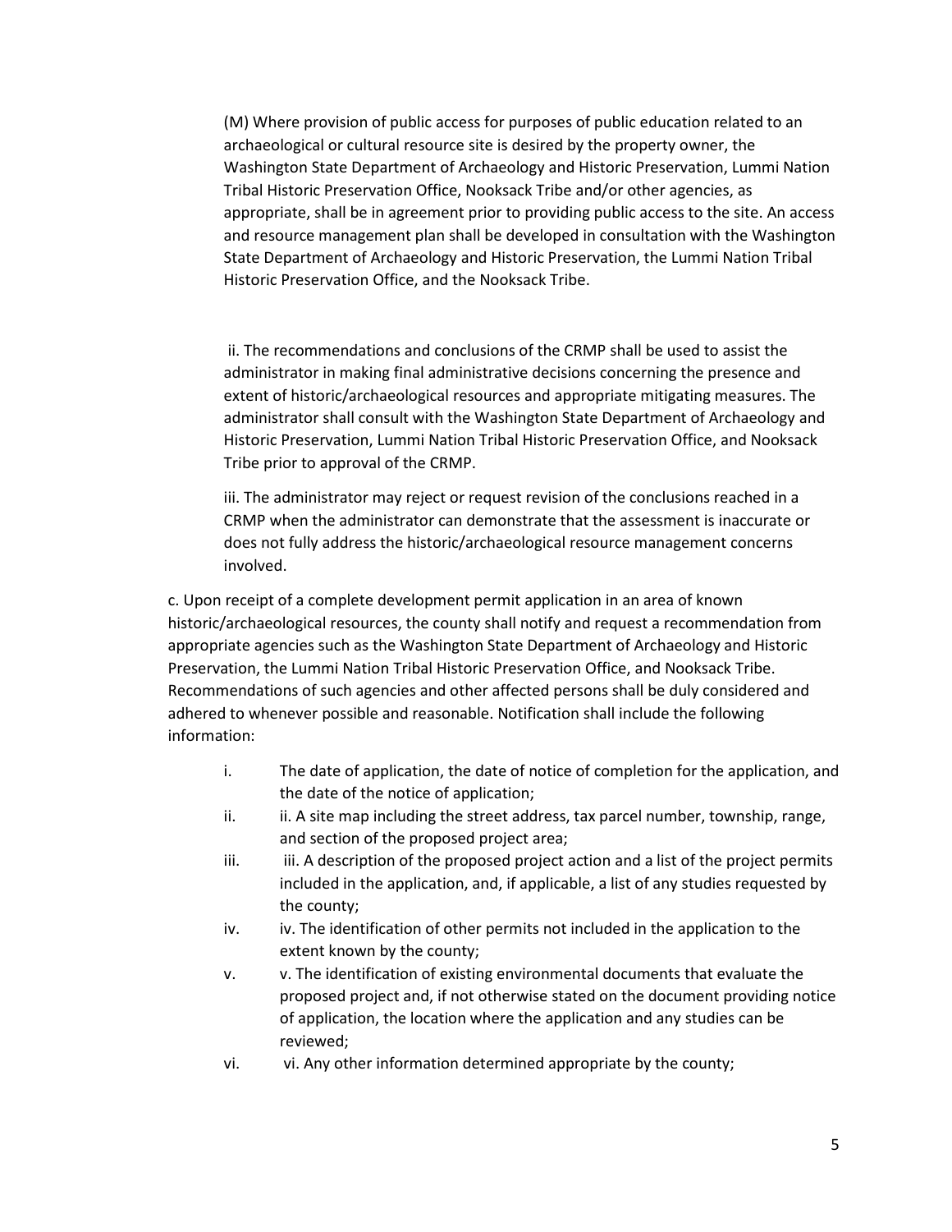(M) Where provision of public access for purposes of public education related to an archaeological or cultural resource site is desired by the property owner, the Washington State Department of Archaeology and Historic Preservation, Lummi Nation Tribal Historic Preservation Office, Nooksack Tribe and/or other agencies, as appropriate, shall be in agreement prior to providing public access to the site. An access and resource management plan shall be developed in consultation with the Washington State Department of Archaeology and Historic Preservation, the Lummi Nation Tribal Historic Preservation Office, and the Nooksack Tribe.

ii. The recommendations and conclusions of the CRMP shall be used to assist the administrator in making final administrative decisions concerning the presence and extent of historic/archaeological resources and appropriate mitigating measures. The administrator shall consult with the Washington State Department of Archaeology and Historic Preservation, Lummi Nation Tribal Historic Preservation Office, and Nooksack Tribe prior to approval of the CRMP.

iii. The administrator may reject or request revision of the conclusions reached in a CRMP when the administrator can demonstrate that the assessment is inaccurate or does not fully address the historic/archaeological resource management concerns involved.

c. Upon receipt of a complete development permit application in an area of known historic/archaeological resources, the county shall notify and request a recommendation from appropriate agencies such as the Washington State Department of Archaeology and Historic Preservation, the Lummi Nation Tribal Historic Preservation Office, and Nooksack Tribe. Recommendations of such agencies and other affected persons shall be duly considered and adhered to whenever possible and reasonable. Notification shall include the following information:

i. The date of application, the date of notice of completion for the application, and the date of the notice of application;

ii. ii. A site map including the street address, tax parcel number, township, range, and section of the proposed project area;

iii. iii. A description of the proposed project action and a list of the project permits included in the application, and, if applicable, a list of any studies requested by the county;

iv. iv. The identification of other permits not included in the application to the extent known by the county;

v. v. The identification of existing environmental documents that evaluate the proposed project and, if not otherwise stated on the document providing notice of application, the location where the application and any studies can be reviewed;

vi. vi. Any other information determined appropriate by the county;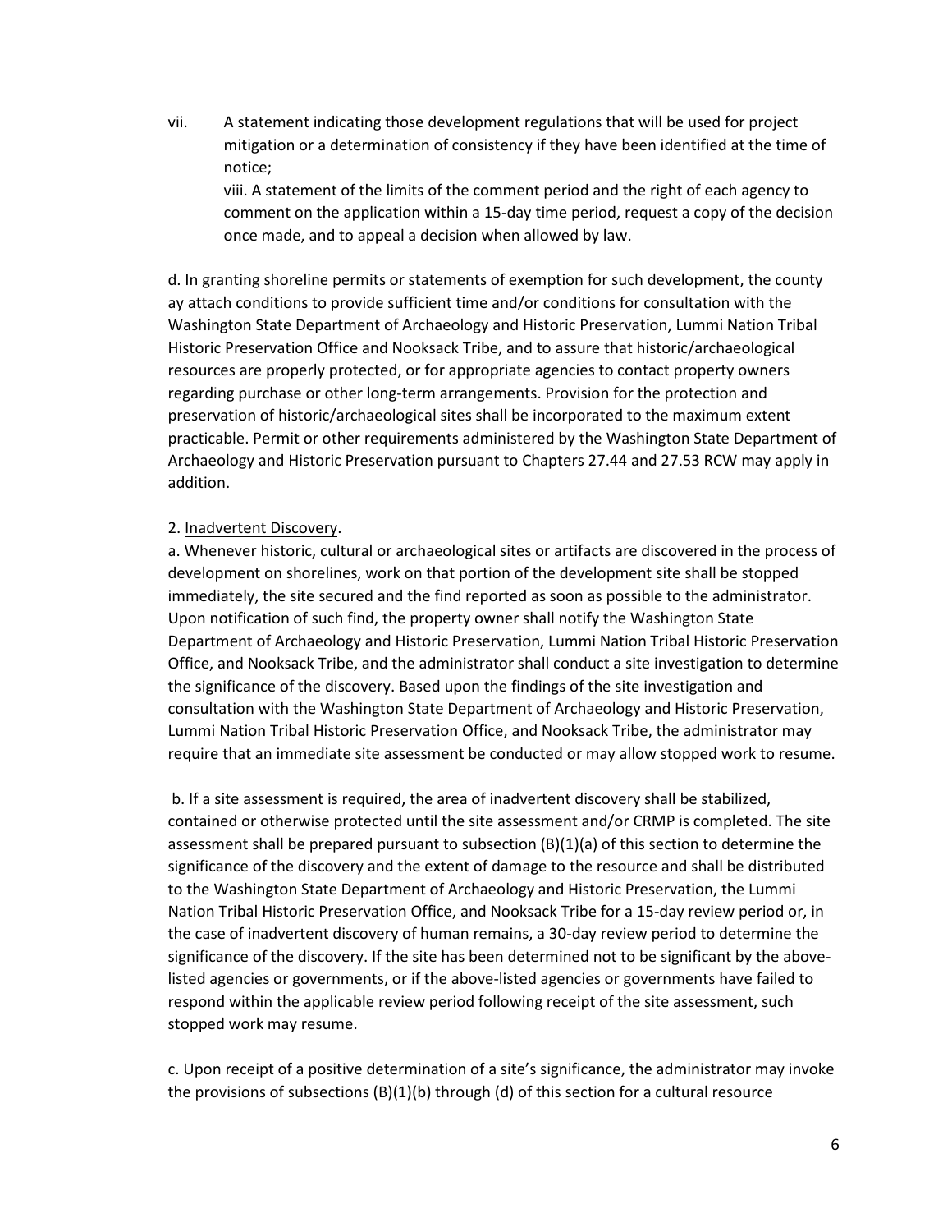vii. A statement indicating those development regulations that will be used for project mitigation or a determination of consistency if they have been identified at the time of notice;

viii. A statement of the limits of the comment period and the right of each agency to comment on the application within a 15-day time period, request a copy of the decision once made, and to appeal a decision when allowed by law.

d. In granting shoreline permits or statements of exemption for such development, the county ay attach conditions to provide sufficient time and/or conditions for consultation with the Washington State Department of Archaeology and Historic Preservation, Lummi Nation Tribal Historic Preservation Office and Nooksack Tribe, and to assure that historic/archaeological resources are properly protected, or for appropriate agencies to contact property owners regarding purchase or other long-term arrangements. Provision for the protection and preservation of historic/archaeological sites shall be incorporated to the maximum extent practicable. Permit or other requirements administered by the Washington State Department of Archaeology and Historic Preservation pursuant to Chapters 27.44 and 27.53 RCW may apply in addition.

2. <u>Inadvertent Discovery</u>.

a. Whenever historic, cultural or archaeological sites or artifacts are discovered in the process of development on shorelines, work on that portion of the development site shall be stopped immediately, the site secured and the find reported as soon as possible to the administrator. Upon notification of such find, the property owner shall notify the Washington State Department of Archaeology and Historic Preservation, Lummi Nation Tribal Historic Preservation Office, and Nooksack Tribe, and the administrator shall conduct a site investigation to determine the significance of the discovery. Based upon the findings of the site investigation and consultation with the Washington State Department of Archaeology and Historic Preservation, Lummi Nation Tribal Historic Preservation Office, and Nooksack Tribe, the administrator may require that an immediate site assessment be conducted or may allow stopped work to resume.

b. If a site assessment is required, the area of inadvertent discovery shall be stabilized, contained or otherwise protected until the site assessment and/or CRMP is completed. The site assessment shall be prepared pursuant to subsection (B)(1)(a) of this section to determine the significance of the discovery and the extent of damage to the resource and shall be distributed to the Washington State Department of Archaeology and Historic Preservation, the Lummi Nation Tribal Historic Preservation Office, and Nooksack Tribe for a 15-day review period or, in the case of inadvertent discovery of human remains, a 30-day review period to determine the significance of the discovery. If the site has been determined not to be significant by the above-listed agencies or governments, or if the above-listed agencies or governments have failed to respond within the applicable review period following receipt of the site assessment, such stopped work may resume.

c. Upon receipt of a positive determination of a site's significance, the administrator may invoke the provisions of subsections (B)(1)(b) through (d) of this section for a cultural resource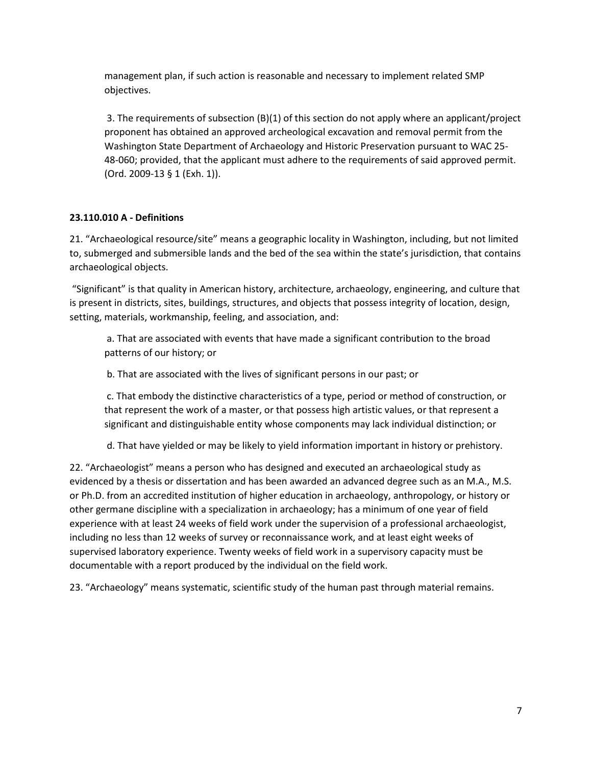management plan, if such action is reasonable and necessary to implement related SMP objectives.

3. The requirements of subsection (B)(1) of this section do not apply where an applicant/project proponent has obtained an approved archeological excavation and removal permit from the Washington State Department of Archaeology and Historic Preservation pursuant to WAC 25-48-060; provided, that the applicant must adhere to the requirements of said approved permit. (Ord. 2009-13 § 1 (Exh. 1)).

**23.110.010 A - Definitions**

21. "Archaeological resource/site" means a geographic locality in Washington, including, but not limited to, submerged and submersible lands and the bed of the sea within the state's jurisdiction, that contains archaeological objects.

"Significant" is that quality in American history, architecture, archaeology, engineering, and culture that is present in districts, sites, buildings, structures, and objects that possess integrity of location, design, setting, materials, workmanship, feeling, and association, and:

a. That are associated with events that have made a significant contribution to the broad patterns of our history; or

b. That are associated with the lives of significant persons in our past; or

c. That embody the distinctive characteristics of a type, period or method of construction, or that represent the work of a master, or that possess high artistic values, or that represent a significant and distinguishable entity whose components may lack individual distinction; or

d. That have yielded or may be likely to yield information important in history or prehistory.

22. "Archaeologist" means a person who has designed and executed an archaeological study as evidenced by a thesis or dissertation and has been awarded an advanced degree such as an M.A., M.S. or Ph.D. from an accredited institution of higher education in archaeology, anthropology, or history or other germane discipline with a specialization in archaeology; has a minimum of one year of field experience with at least 24 weeks of field work under the supervision of a professional archaeologist, including no less than 12 weeks of survey or reconnaissance work, and at least eight weeks of supervised laboratory experience. Twenty weeks of field work in a supervisory capacity must be documentable with a report produced by the individual on the field work.

23. "Archaeology" means systematic, scientific study of the human past through material remains.